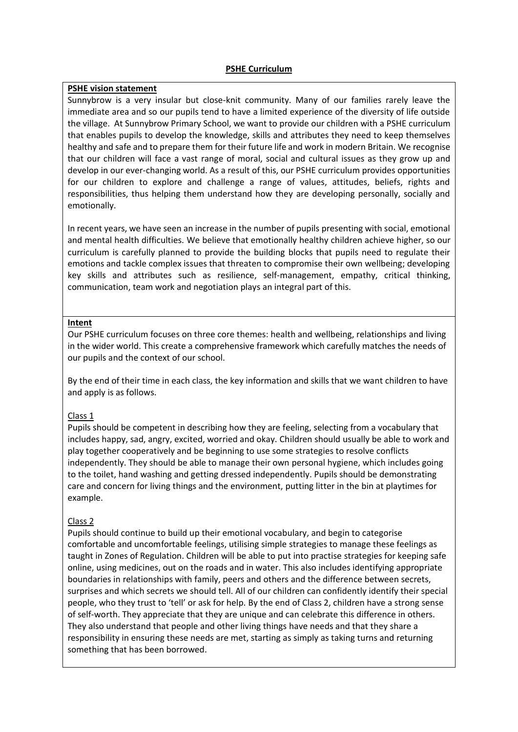# PSHE Curriculum

## PSHE vision statement

Sunnybrow is a very insular but close-knit community. Many of our families rarely leave the immediate area and so our pupils tend to have a limited experience of the diversity of life outside the village. At Sunnybrow Primary School, we want to provide our children with a PSHE curriculum that enables pupils to develop the knowledge, skills and attributes they need to keep themselves healthy and safe and to prepare them for their future life and work in modern Britain. We recognise that our children will face a vast range of moral, social and cultural issues as they grow up and develop in our ever-changing world. As a result of this, our PSHE curriculum provides opportunities for our children to explore and challenge a range of values, attitudes, beliefs, rights and responsibilities, thus helping them understand how they are developing personally, socially and emotionally.

In recent years, we have seen an increase in the number of pupils presenting with social, emotional and mental health difficulties. We believe that emotionally healthy children achieve higher, so our curriculum is carefully planned to provide the building blocks that pupils need to regulate their emotions and tackle complex issues that threaten to compromise their own wellbeing; developing key skills and attributes such as resilience, self-management, empathy, critical thinking, communication, team work and negotiation plays an integral part of this.

## Intent

Our PSHE curriculum focuses on three core themes: health and wellbeing, relationships and living in the wider world. This create a comprehensive framework which carefully matches the needs of our pupils and the context of our school.

By the end of their time in each class, the key information and skills that we want children to have and apply is as follows.

### Class 1

Pupils should be competent in describing how they are feeling, selecting from a vocabulary that includes happy, sad, angry, excited, worried and okay. Children should usually be able to work and play together cooperatively and be beginning to use some strategies to resolve conflicts independently. They should be able to manage their own personal hygiene, which includes going to the toilet, hand washing and getting dressed independently. Pupils should be demonstrating care and concern for living things and the environment, putting litter in the bin at playtimes for example.

### Class 2

Pupils should continue to build up their emotional vocabulary, and begin to categorise comfortable and uncomfortable feelings, utilising simple strategies to manage these feelings as taught in Zones of Regulation. Children will be able to put into practise strategies for keeping safe online, using medicines, out on the roads and in water. This also includes identifying appropriate boundaries in relationships with family, peers and others and the difference between secrets, surprises and which secrets we should tell. All of our children can confidently identify their special people, who they trust to 'tell' or ask for help. By the end of Class 2, children have a strong sense of self-worth. They appreciate that they are unique and can celebrate this difference in others. They also understand that people and other living things have needs and that they share a responsibility in ensuring these needs are met, starting as simply as taking turns and returning something that has been borrowed.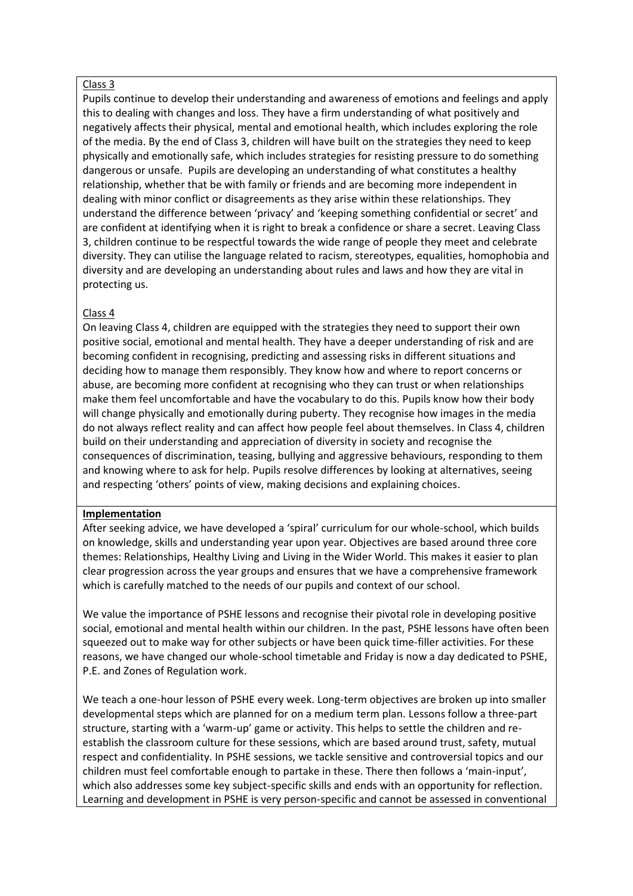Class 3

Pupils continue to develop their understanding and awareness of emotions and feelings and apply this to dealing with changes and loss. They have a firm understanding of what positively and negatively affects their physical, mental and emotional health, which includes exploring the role of the media. By the end of Class 3, children will have built on the strategies they need to keep physically and emotionally safe, which includes strategies for resisting pressure to do something dangerous or unsafe. Pupils are developing an understanding of what constitutes a healthy relationship, whether that be with family or friends and are becoming more independent in dealing with minor conflict or disagreements as they arise within these relationships. They understand the difference between 'privacy' and 'keeping something confidential or secret' and are confident at identifying when it is right to break a confidence or share a secret. Leaving Class 3, children continue to be respectful towards the wide range of people they meet and celebrate diversity. They can utilise the language related to racism, stereotypes, equalities, homophobia and diversity and are developing an understanding about rules and laws and how they are vital in protecting us.

Class 4

On leaving Class 4, children are equipped with the strategies they need to support their own positive social, emotional and mental health. They have a deeper understanding of risk and are becoming confident in recognising, predicting and assessing risks in different situations and deciding how to manage them responsibly. They know how and where to report concerns or abuse, are becoming more confident at recognising who they can trust or when relationships make them feel uncomfortable and have the vocabulary to do this. Pupils know how their body will change physically and emotionally during puberty. They recognise how images in the media do not always reflect reality and can affect how people feel about themselves. In Class 4, children build on their understanding and appreciation of diversity in society and recognise the consequences of discrimination, teasing, bullying and aggressive behaviours, responding to them and knowing where to ask for help. Pupils resolve differences by looking at alternatives, seeing and respecting 'others' points of view, making decisions and explaining choices.

**Implementation**

After seeking advice, we have developed a 'spiral' curriculum for our whole-school, which builds on knowledge, skills and understanding year upon year. Objectives are based around three core themes: Relationships, Healthy Living and Living in the Wider World. This makes it easier to plan clear progression across the year groups and ensures that we have a comprehensive framework which is carefully matched to the needs of our pupils and context of our school.

We value the importance of PSHE lessons and recognise their pivotal role in developing positive social, emotional and mental health within our children. In the past, PSHE lessons have often been squeezed out to make way for other subjects or have been quick time-filler activities. For these reasons, we have changed our whole-school timetable and Friday is now a day dedicated to PSHE, P.E. and Zones of Regulation work.

We teach a one-hour lesson of PSHE every week. Long-term objectives are broken up into smaller developmental steps which are planned for on a medium term plan. Lessons follow a three-part structure, starting with a 'warm-up' game or activity. This helps to settle the children and re-establish the classroom culture for these sessions, which are based around trust, safety, mutual respect and confidentiality. In PSHE sessions, we tackle sensitive and controversial topics and our children must feel comfortable enough to partake in these. There then follows a 'main-input', which also addresses some key subject-specific skills and ends with an opportunity for reflection. Learning and development in PSHE is very person-specific and cannot be assessed in conventional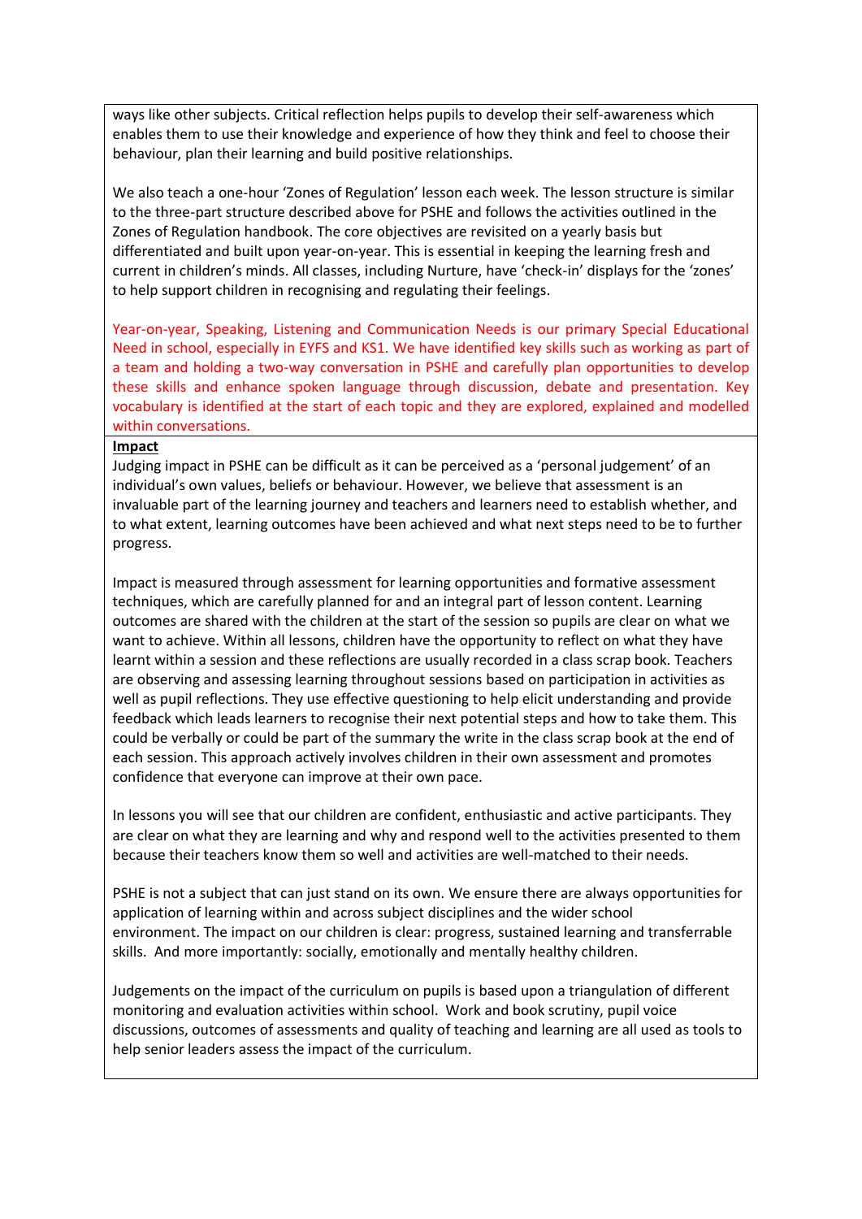ways like other subjects. Critical reflection helps pupils to develop their self-awareness which enables them to use their knowledge and experience of how they think and feel to choose their behaviour, plan their learning and build positive relationships.

We also teach a one-hour 'Zones of Regulation' lesson each week. The lesson structure is similar to the three-part structure described above for PSHE and follows the activities outlined in the Zones of Regulation handbook. The core objectives are revisited on a yearly basis but differentiated and built upon year-on-year. This is essential in keeping the learning fresh and current in children's minds. All classes, including Nurture, have 'check-in' displays for the 'zones' to help support children in recognising and regulating their feelings.

Year-on-year, Speaking, Listening and Communication Needs is our primary Special Educational Need in school, especially in EYFS and KS1. We have identified key skills such as working as part of a team and holding a two-way conversation in PSHE and carefully plan opportunities to develop these skills and enhance spoken language through discussion, debate and presentation. Key vocabulary is identified at the start of each topic and they are explored, explained and modelled within conversations.

**Impact**

Judging impact in PSHE can be difficult as it can be perceived as a 'personal judgement' of an individual's own values, beliefs or behaviour. However, we believe that assessment is an invaluable part of the learning journey and teachers and learners need to establish whether, and to what extent, learning outcomes have been achieved and what next steps need to be to further progress.

Impact is measured through assessment for learning opportunities and formative assessment techniques, which are carefully planned for and an integral part of lesson content. Learning outcomes are shared with the children at the start of the session so pupils are clear on what we want to achieve. Within all lessons, children have the opportunity to reflect on what they have learnt within a session and these reflections are usually recorded in a class scrap book. Teachers are observing and assessing learning throughout sessions based on participation in activities as well as pupil reflections. They use effective questioning to help elicit understanding and provide feedback which leads learners to recognise their next potential steps and how to take them. This could be verbally or could be part of the summary the write in the class scrap book at the end of each session. This approach actively involves children in their own assessment and promotes confidence that everyone can improve at their own pace.

In lessons you will see that our children are confident, enthusiastic and active participants. They are clear on what they are learning and why and respond well to the activities presented to them because their teachers know them so well and activities are well-matched to their needs.

PSHE is not a subject that can just stand on its own. We ensure there are always opportunities for application of learning within and across subject disciplines and the wider school environment. The impact on our children is clear: progress, sustained learning and transferrable skills. And more importantly: socially, emotionally and mentally healthy children.

Judgements on the impact of the curriculum on pupils is based upon a triangulation of different monitoring and evaluation activities within school. Work and book scrutiny, pupil voice discussions, outcomes of assessments and quality of teaching and learning are all used as tools to help senior leaders assess the impact of the curriculum.